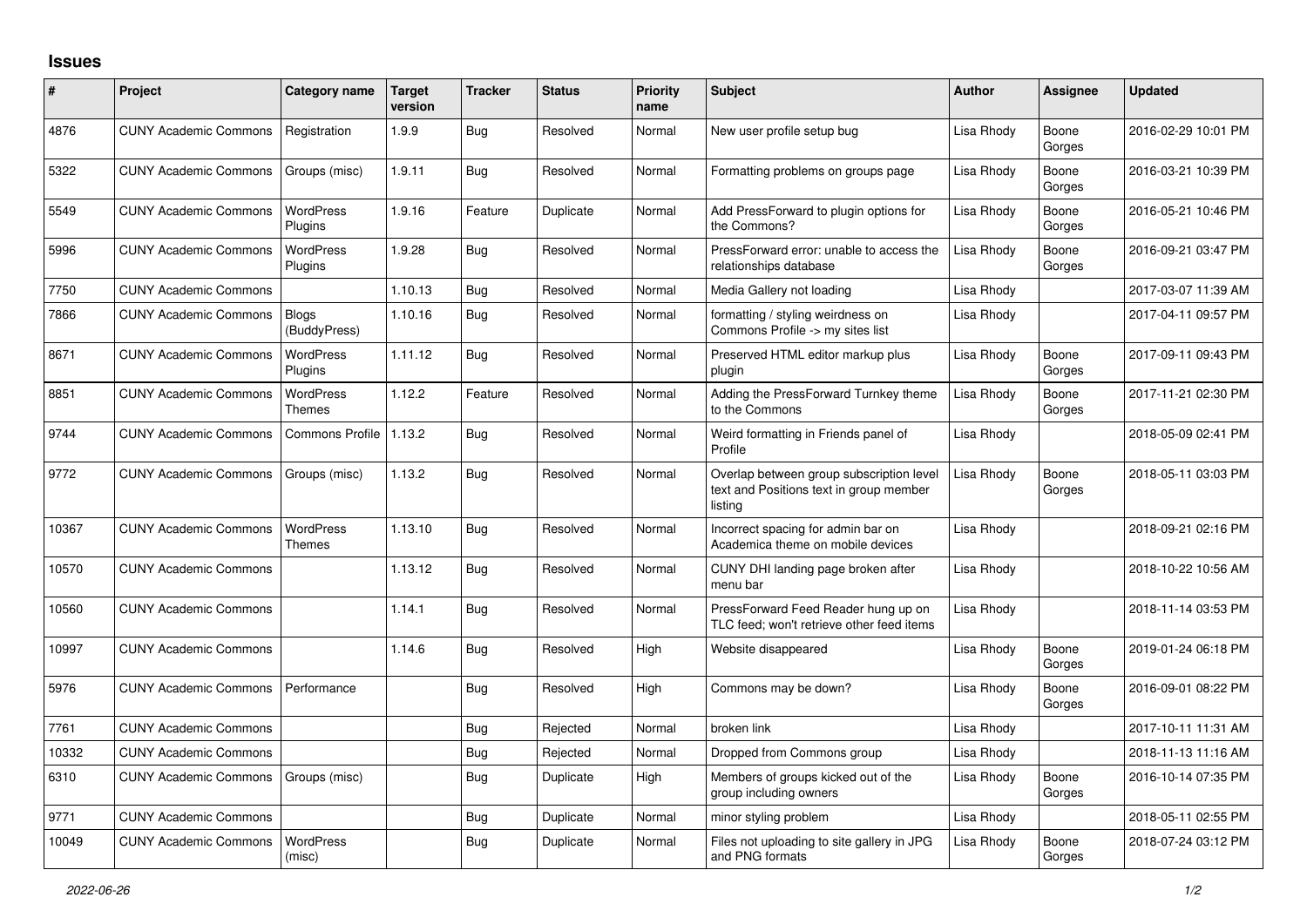## Issues

| # | Project | Category name | Target version | Tracker | Status | Priority name | Subject | Author | Assignee | Updated |
|---|---|---|---|---|---|---|---|---|---|---|
| 4876 | CUNY Academic Commons | Registration | 1.9.9 | Bug | Resolved | Normal | New user profile setup bug | Lisa Rhody | Boone Gorges | 2016-02-29 10:01 PM |
| 5322 | CUNY Academic Commons | Groups (misc) | 1.9.11 | Bug | Resolved | Normal | Formatting problems on groups page | Lisa Rhody | Boone Gorges | 2016-03-21 10:39 PM |
| 5549 | CUNY Academic Commons | WordPress Plugins | 1.9.16 | Feature | Duplicate | Normal | Add PressForward to plugin options for the Commons? | Lisa Rhody | Boone Gorges | 2016-05-21 10:46 PM |
| 5996 | CUNY Academic Commons | WordPress Plugins | 1.9.28 | Bug | Resolved | Normal | PressForward error: unable to access the relationships database | Lisa Rhody | Boone Gorges | 2016-09-21 03:47 PM |
| 7750 | CUNY Academic Commons | | 1.10.13 | Bug | Resolved | Normal | Media Gallery not loading | Lisa Rhody | | 2017-03-07 11:39 AM |
| 7866 | CUNY Academic Commons | Blogs (BuddyPress) | 1.10.16 | Bug | Resolved | Normal | formatting / styling weirdness on Commons Profile -> my sites list | Lisa Rhody | | 2017-04-11 09:57 PM |
| 8671 | CUNY Academic Commons | WordPress Plugins | 1.11.12 | Bug | Resolved | Normal | Preserved HTML editor markup plus plugin | Lisa Rhody | Boone Gorges | 2017-09-11 09:43 PM |
| 8851 | CUNY Academic Commons | WordPress Themes | 1.12.2 | Feature | Resolved | Normal | Adding the PressForward Turnkey theme to the Commons | Lisa Rhody | Boone Gorges | 2017-11-21 02:30 PM |
| 9744 | CUNY Academic Commons | Commons Profile | 1.13.2 | Bug | Resolved | Normal | Weird formatting in Friends panel of Profile | Lisa Rhody | | 2018-05-09 02:41 PM |
| 9772 | CUNY Academic Commons | Groups (misc) | 1.13.2 | Bug | Resolved | Normal | Overlap between group subscription level text and Positions text in group member listing | Lisa Rhody | Boone Gorges | 2018-05-11 03:03 PM |
| 10367 | CUNY Academic Commons | WordPress Themes | 1.13.10 | Bug | Resolved | Normal | Incorrect spacing for admin bar on Academica theme on mobile devices | Lisa Rhody | | 2018-09-21 02:16 PM |
| 10570 | CUNY Academic Commons | | 1.13.12 | Bug | Resolved | Normal | CUNY DHI landing page broken after menu bar | Lisa Rhody | | 2018-10-22 10:56 AM |
| 10560 | CUNY Academic Commons | | 1.14.1 | Bug | Resolved | Normal | PressForward Feed Reader hung up on TLC feed; won't retrieve other feed items | Lisa Rhody | | 2018-11-14 03:53 PM |
| 10997 | CUNY Academic Commons | | 1.14.6 | Bug | Resolved | High | Website disappeared | Lisa Rhody | Boone Gorges | 2019-01-24 06:18 PM |
| 5976 | CUNY Academic Commons | Performance | | Bug | Resolved | High | Commons may be down? | Lisa Rhody | Boone Gorges | 2016-09-01 08:22 PM |
| 7761 | CUNY Academic Commons | | | Bug | Rejected | Normal | broken link | Lisa Rhody | | 2017-10-11 11:31 AM |
| 10332 | CUNY Academic Commons | | | Bug | Rejected | Normal | Dropped from Commons group | Lisa Rhody | | 2018-11-13 11:16 AM |
| 6310 | CUNY Academic Commons | Groups (misc) | | Bug | Duplicate | High | Members of groups kicked out of the group including owners | Lisa Rhody | Boone Gorges | 2016-10-14 07:35 PM |
| 9771 | CUNY Academic Commons | | | Bug | Duplicate | Normal | minor styling problem | Lisa Rhody | | 2018-05-11 02:55 PM |
| 10049 | CUNY Academic Commons | WordPress (misc) | | Bug | Duplicate | Normal | Files not uploading to site gallery in JPG and PNG formats | Lisa Rhody | Boone Gorges | 2018-07-24 03:12 PM |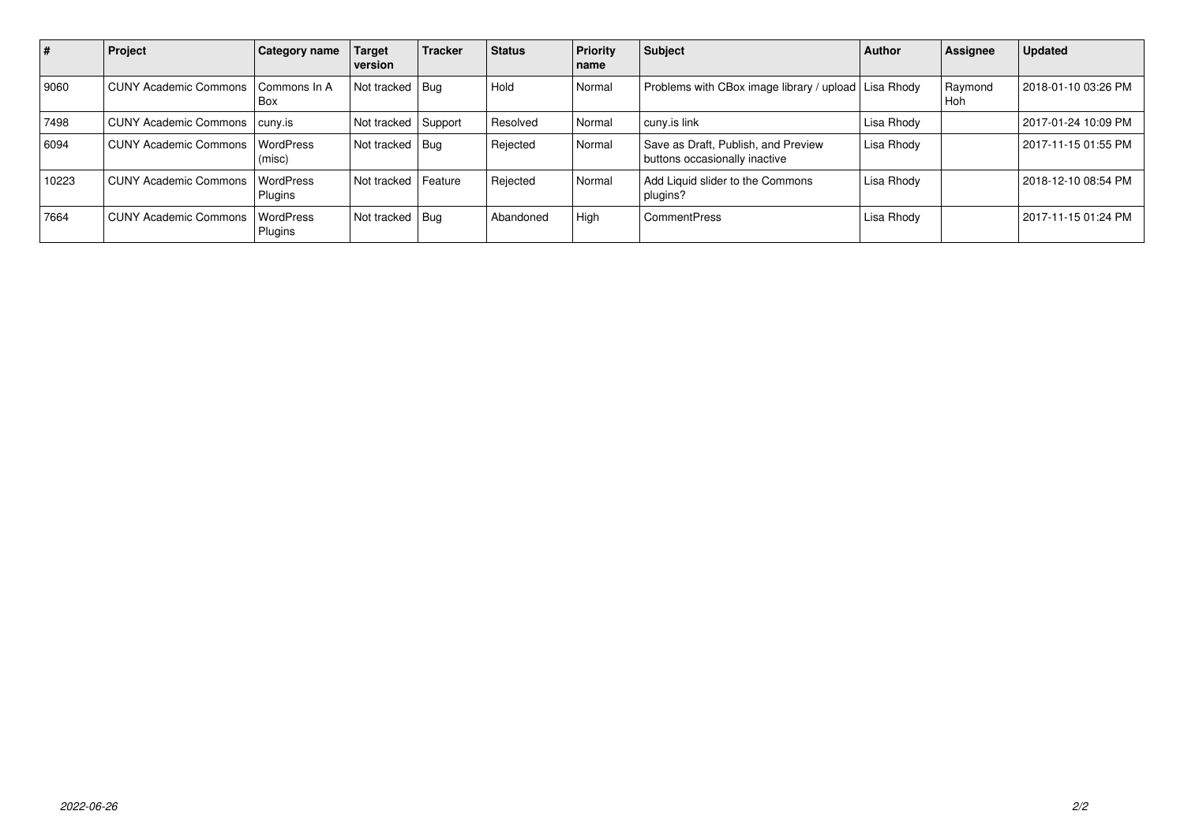| # | Project | Category name | Target version | Tracker | Status | Priority name | Subject | Author | Assignee | Updated |
|---|---|---|---|---|---|---|---|---|---|---|
| 9060 | CUNY Academic Commons | Commons In A Box | Not tracked | Bug | Hold | Normal | Problems with CBox image library / upload | Lisa Rhody | Raymond Hoh | 2018-01-10 03:26 PM |
| 7498 | CUNY Academic Commons | cuny.is | Not tracked | Support | Resolved | Normal | cuny.is link | Lisa Rhody | | 2017-01-24 10:09 PM |
| 6094 | CUNY Academic Commons | WordPress (misc) | Not tracked | Bug | Rejected | Normal | Save as Draft, Publish, and Preview buttons occasionally inactive | Lisa Rhody | | 2017-11-15 01:55 PM |
| 10223 | CUNY Academic Commons | WordPress Plugins | Not tracked | Feature | Rejected | Normal | Add Liquid slider to the Commons plugins? | Lisa Rhody | | 2018-12-10 08:54 PM |
| 7664 | CUNY Academic Commons | WordPress Plugins | Not tracked | Bug | Abandoned | High | CommentPress | Lisa Rhody | | 2017-11-15 01:24 PM |

*2022-06-26*